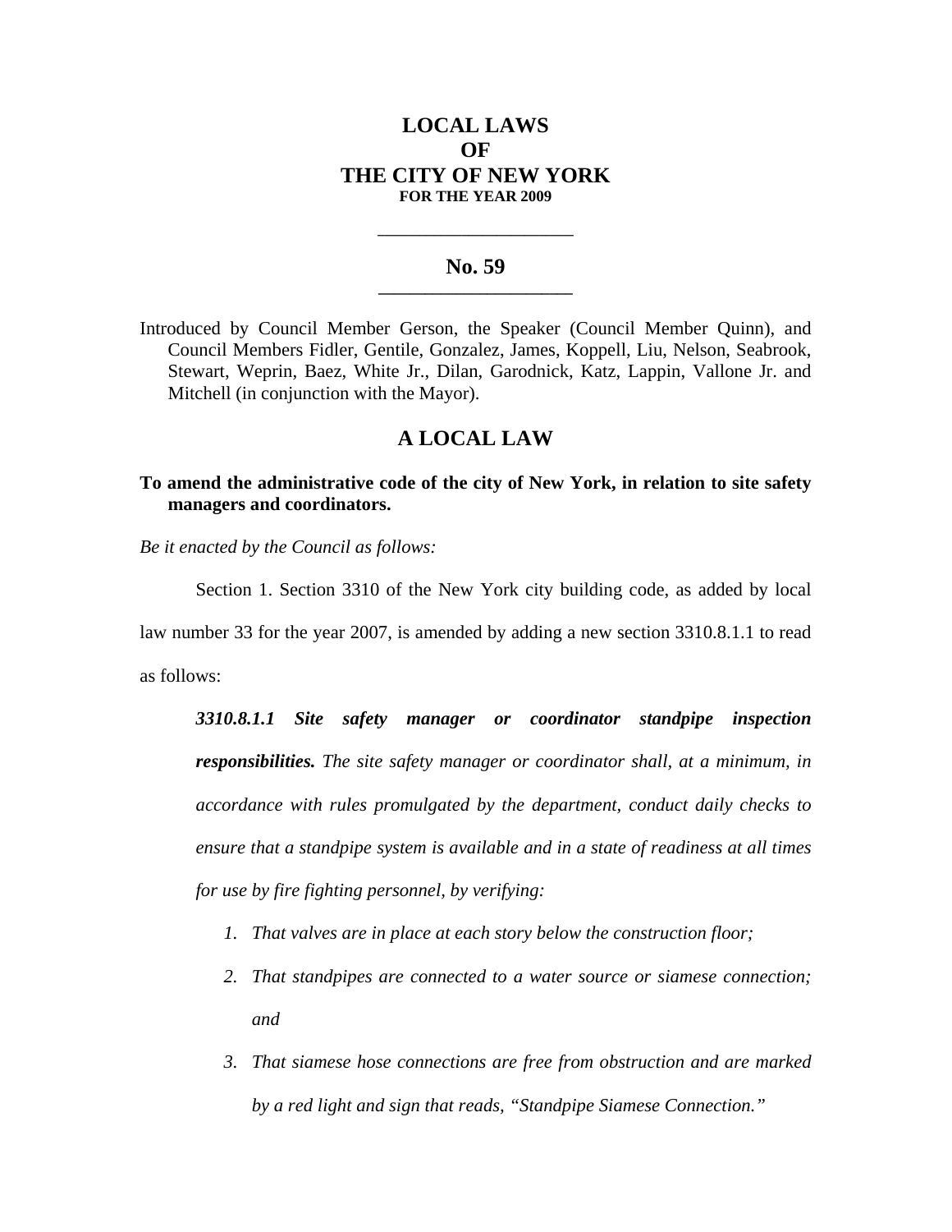# LOCAL LAWS
# OF
# THE CITY OF NEW YORK
**FOR THE YEAR 2009**

---

## No. 59

---

Introduced by Council Member Gerson, the Speaker (Council Member Quinn), and Council Members Fidler, Gentile, Gonzalez, James, Koppell, Liu, Nelson, Seabrook, Stewart, Weprin, Baez, White Jr., Dilan, Garodnick, Katz, Lappin, Vallone Jr. and Mitchell (in conjunction with the Mayor).

## A LOCAL LAW

**To amend the administrative code of the city of New York, in relation to site safety managers and coordinators.**

*Be it enacted by the Council as follows:*

Section 1. Section 3310 of the New York city building code, as added by local law number 33 for the year 2007, is amended by adding a new section 3310.8.1.1 to read as follows:

***3310.8.1.1 Site safety manager or coordinator standpipe inspection responsibilities.*** *The site safety manager or coordinator shall, at a minimum, in accordance with rules promulgated by the department, conduct daily checks to ensure that a standpipe system is available and in a state of readiness at all times for use by fire fighting personnel, by verifying:*

1. *That valves are in place at each story below the construction floor;*
2. *That standpipes are connected to a water source or siamese connection; and*
3. *That siamese hose connections are free from obstruction and are marked by a red light and sign that reads, "Standpipe Siamese Connection."*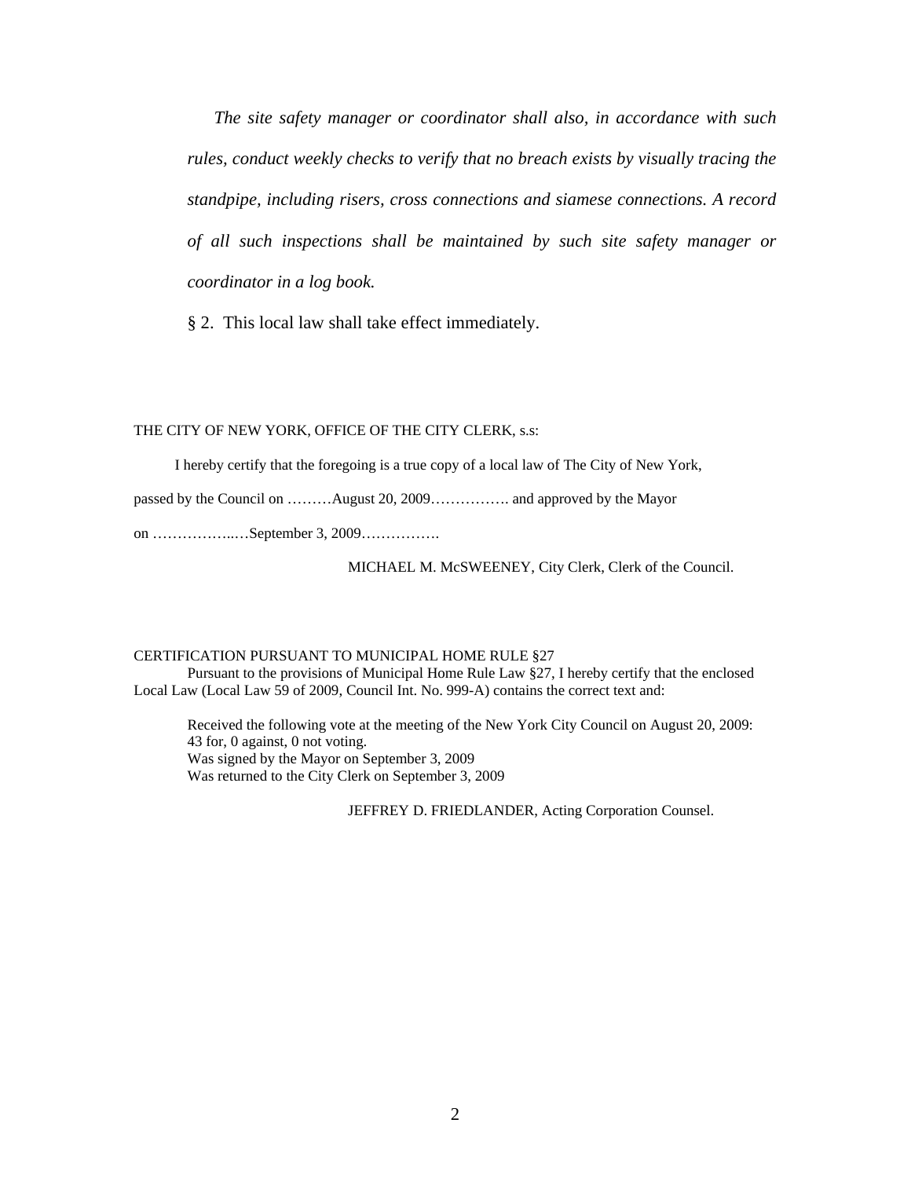*The site safety manager or coordinator shall also, in accordance with such rules, conduct weekly checks to verify that no breach exists by visually tracing the standpipe, including risers, cross connections and siamese connections. A record of all such inspections shall be maintained by such site safety manager or coordinator in a log book.*

§ 2. This local law shall take effect immediately.

THE CITY OF NEW YORK, OFFICE OF THE CITY CLERK, s.s:

I hereby certify that the foregoing is a true copy of a local law of The City of New York, passed by the Council on ………August 20, 2009……………. and approved by the Mayor on ……………..…September 3, 2009…………….

MICHAEL M. McSWEENEY, City Clerk, Clerk of the Council.

CERTIFICATION PURSUANT TO MUNICIPAL HOME RULE §27

Pursuant to the provisions of Municipal Home Rule Law §27, I hereby certify that the enclosed Local Law (Local Law 59 of 2009, Council Int. No. 999-A) contains the correct text and:

Received the following vote at the meeting of the New York City Council on August 20, 2009:
43 for, 0 against, 0 not voting.
Was signed by the Mayor on September 3, 2009
Was returned to the City Clerk on September 3, 2009

JEFFREY D. FRIEDLANDER, Acting Corporation Counsel.